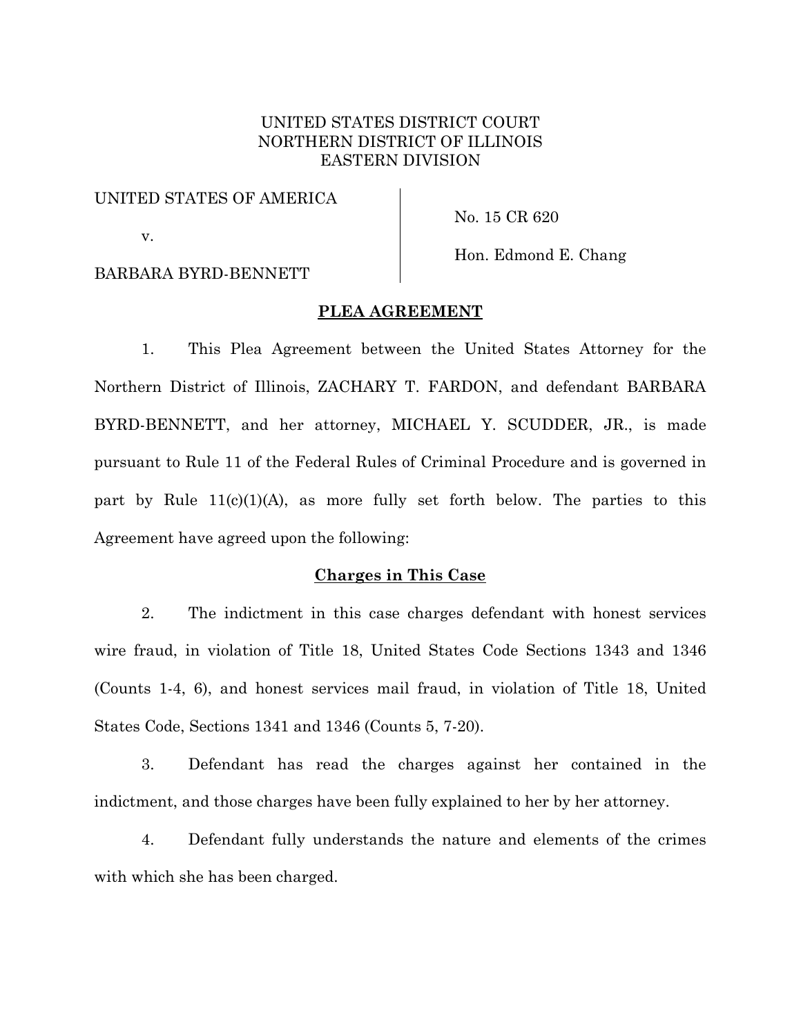UNITED STATES DISTRICT COURT
NORTHERN DISTRICT OF ILLINOIS
EASTERN DIVISION

UNITED STATES OF AMERICA

v.

BARBARA BYRD-BENNETT

No. 15 CR 620

Hon. Edmond E. Chang

## PLEA AGREEMENT

1. This Plea Agreement between the United States Attorney for the Northern District of Illinois, ZACHARY T. FARDON, and defendant BARBARA BYRD-BENNETT, and her attorney, MICHAEL Y. SCUDDER, JR., is made pursuant to Rule 11 of the Federal Rules of Criminal Procedure and is governed in part by Rule 11(c)(1)(A), as more fully set forth below. The parties to this Agreement have agreed upon the following:

### Charges in This Case

2. The indictment in this case charges defendant with honest services wire fraud, in violation of Title 18, United States Code Sections 1343 and 1346 (Counts 1-4, 6), and honest services mail fraud, in violation of Title 18, United States Code, Sections 1341 and 1346 (Counts 5, 7-20).

3. Defendant has read the charges against her contained in the indictment, and those charges have been fully explained to her by her attorney.

4. Defendant fully understands the nature and elements of the crimes with which she has been charged.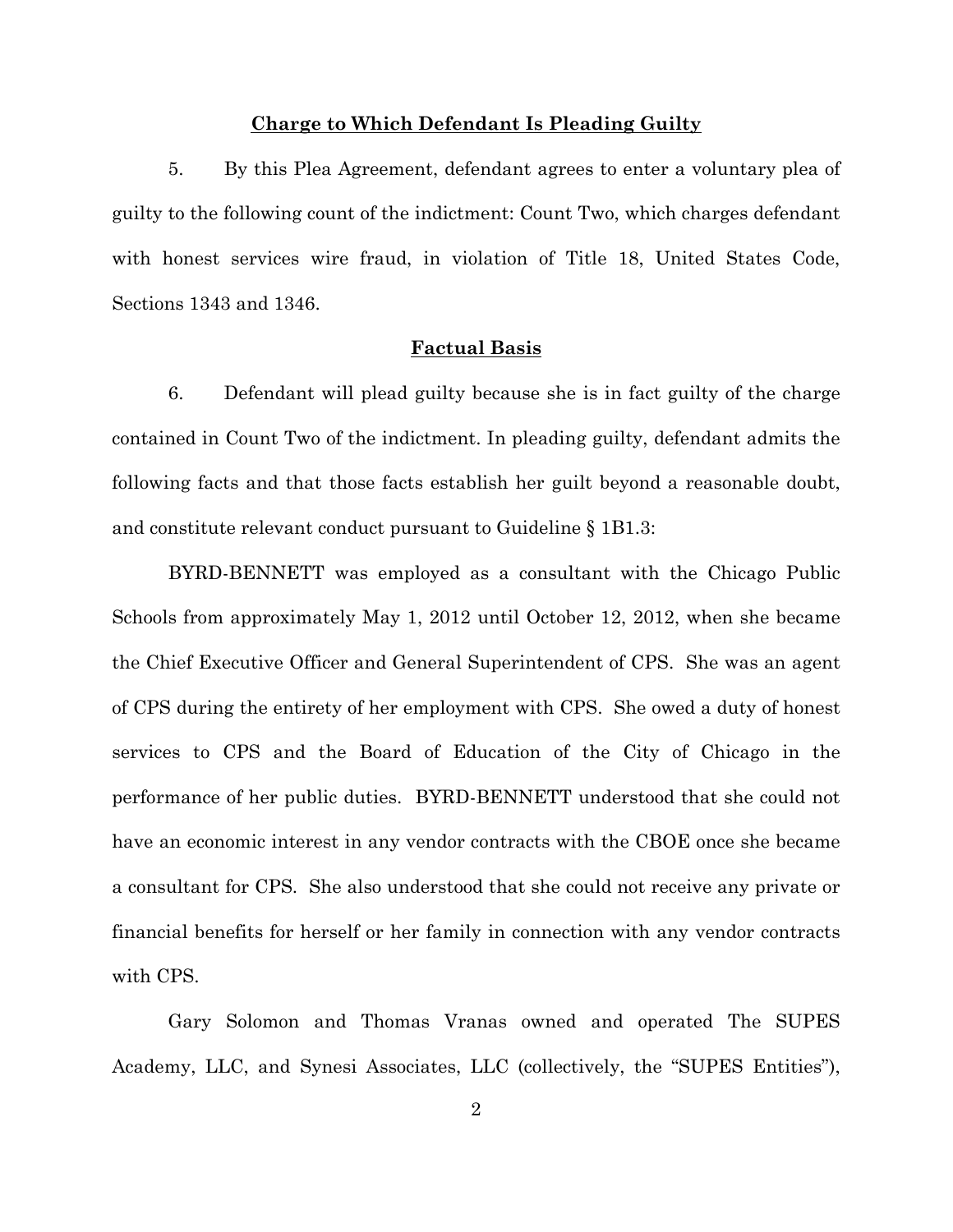## Charge to Which Defendant Is Pleading Guilty

5. By this Plea Agreement, defendant agrees to enter a voluntary plea of guilty to the following count of the indictment: Count Two, which charges defendant with honest services wire fraud, in violation of Title 18, United States Code, Sections 1343 and 1346.

## Factual Basis

6. Defendant will plead guilty because she is in fact guilty of the charge contained in Count Two of the indictment. In pleading guilty, defendant admits the following facts and that those facts establish her guilt beyond a reasonable doubt, and constitute relevant conduct pursuant to Guideline § 1B1.3:

BYRD-BENNETT was employed as a consultant with the Chicago Public Schools from approximately May 1, 2012 until October 12, 2012, when she became the Chief Executive Officer and General Superintendent of CPS. She was an agent of CPS during the entirety of her employment with CPS. She owed a duty of honest services to CPS and the Board of Education of the City of Chicago in the performance of her public duties. BYRD-BENNETT understood that she could not have an economic interest in any vendor contracts with the CBOE once she became a consultant for CPS. She also understood that she could not receive any private or financial benefits for herself or her family in connection with any vendor contracts with CPS.

Gary Solomon and Thomas Vranas owned and operated The SUPES Academy, LLC, and Synesi Associates, LLC (collectively, the "SUPES Entities"),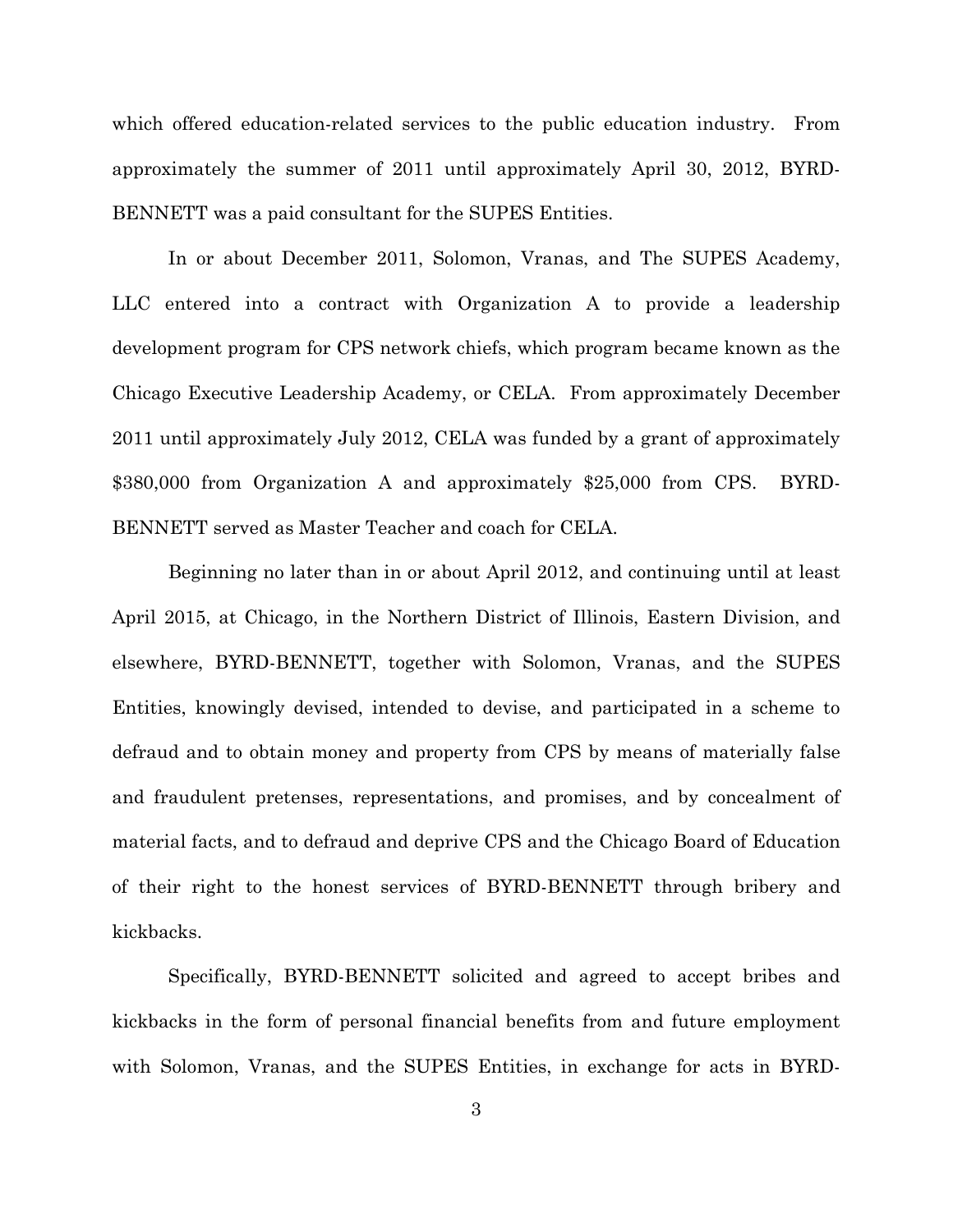which offered education-related services to the public education industry. From approximately the summer of 2011 until approximately April 30, 2012, BYRD-BENNETT was a paid consultant for the SUPES Entities.

In or about December 2011, Solomon, Vranas, and The SUPES Academy, LLC entered into a contract with Organization A to provide a leadership development program for CPS network chiefs, which program became known as the Chicago Executive Leadership Academy, or CELA. From approximately December 2011 until approximately July 2012, CELA was funded by a grant of approximately $380,000 from Organization A and approximately $25,000 from CPS. BYRD-BENNETT served as Master Teacher and coach for CELA.

Beginning no later than in or about April 2012, and continuing until at least April 2015, at Chicago, in the Northern District of Illinois, Eastern Division, and elsewhere, BYRD-BENNETT, together with Solomon, Vranas, and the SUPES Entities, knowingly devised, intended to devise, and participated in a scheme to defraud and to obtain money and property from CPS by means of materially false and fraudulent pretenses, representations, and promises, and by concealment of material facts, and to defraud and deprive CPS and the Chicago Board of Education of their right to the honest services of BYRD-BENNETT through bribery and kickbacks.

Specifically, BYRD-BENNETT solicited and agreed to accept bribes and kickbacks in the form of personal financial benefits from and future employment with Solomon, Vranas, and the SUPES Entities, in exchange for acts in BYRD-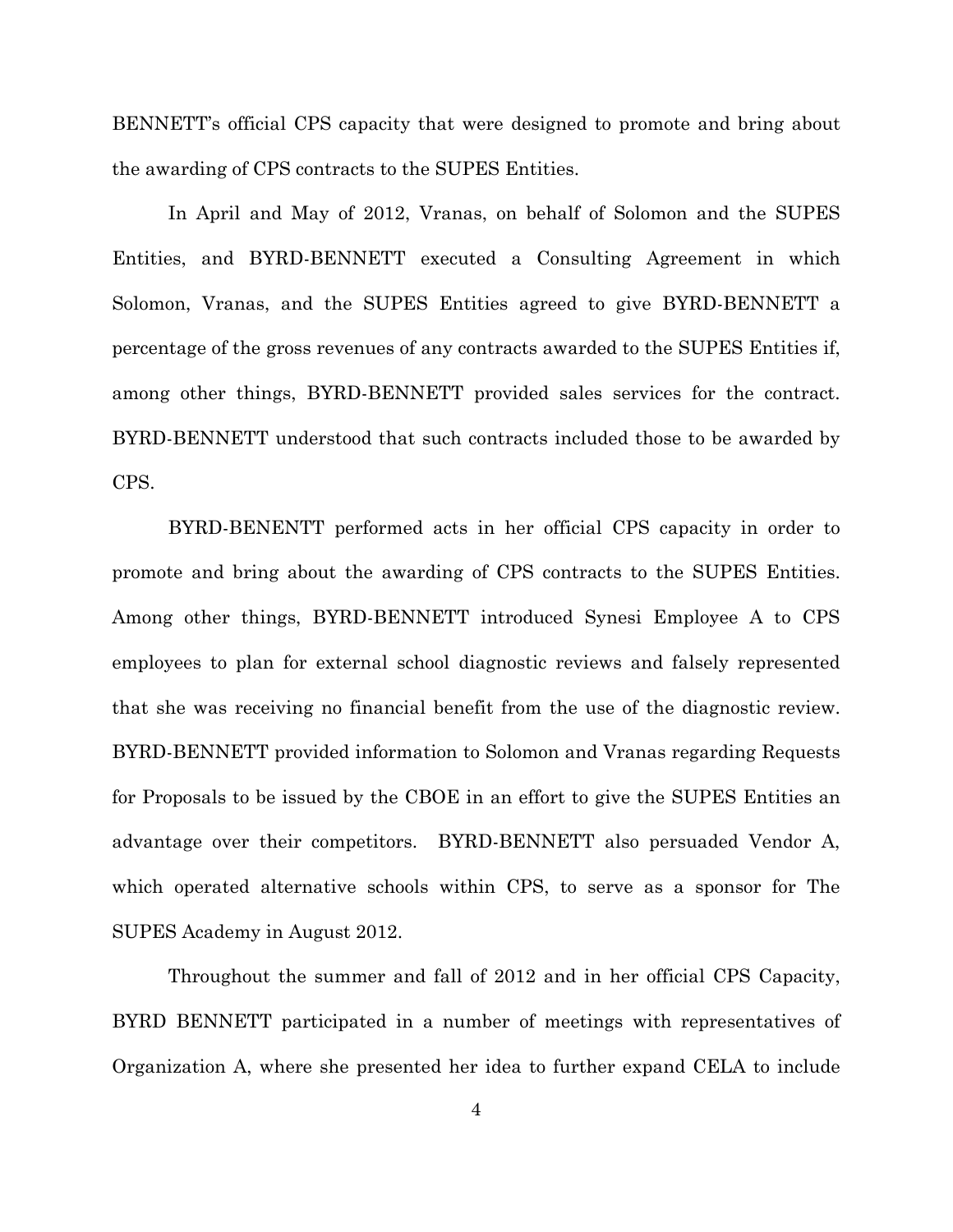BENNETT's official CPS capacity that were designed to promote and bring about the awarding of CPS contracts to the SUPES Entities.

In April and May of 2012, Vranas, on behalf of Solomon and the SUPES Entities, and BYRD-BENNETT executed a Consulting Agreement in which Solomon, Vranas, and the SUPES Entities agreed to give BYRD-BENNETT a percentage of the gross revenues of any contracts awarded to the SUPES Entities if, among other things, BYRD-BENNETT provided sales services for the contract. BYRD-BENNETT understood that such contracts included those to be awarded by CPS.

BYRD-BENENTT performed acts in her official CPS capacity in order to promote and bring about the awarding of CPS contracts to the SUPES Entities. Among other things, BYRD-BENNETT introduced Synesi Employee A to CPS employees to plan for external school diagnostic reviews and falsely represented that she was receiving no financial benefit from the use of the diagnostic review. BYRD-BENNETT provided information to Solomon and Vranas regarding Requests for Proposals to be issued by the CBOE in an effort to give the SUPES Entities an advantage over their competitors. BYRD-BENNETT also persuaded Vendor A, which operated alternative schools within CPS, to serve as a sponsor for The SUPES Academy in August 2012.

Throughout the summer and fall of 2012 and in her official CPS Capacity, BYRD BENNETT participated in a number of meetings with representatives of Organization A, where she presented her idea to further expand CELA to include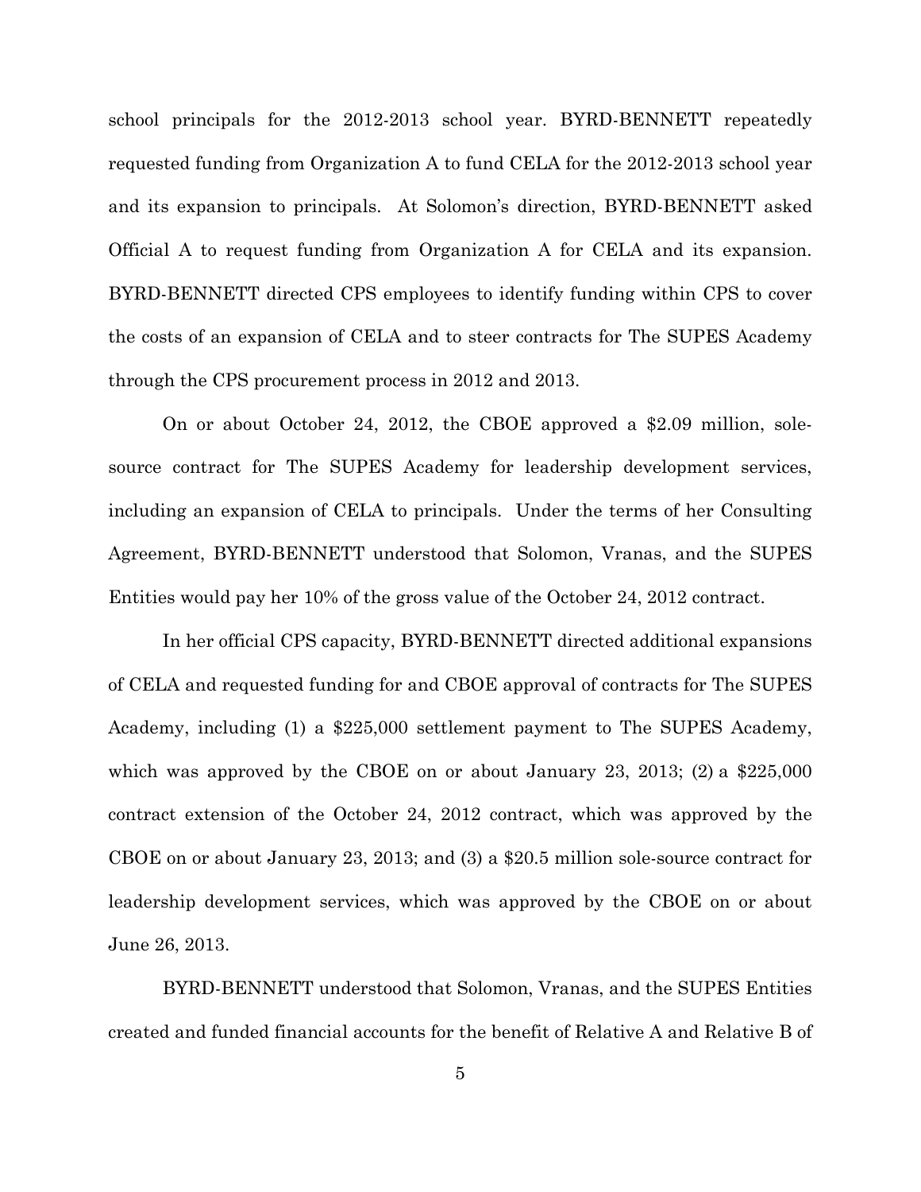school principals for the 2012-2013 school year. BYRD-BENNETT repeatedly requested funding from Organization A to fund CELA for the 2012-2013 school year and its expansion to principals. At Solomon's direction, BYRD-BENNETT asked Official A to request funding from Organization A for CELA and its expansion. BYRD-BENNETT directed CPS employees to identify funding within CPS to cover the costs of an expansion of CELA and to steer contracts for The SUPES Academy through the CPS procurement process in 2012 and 2013.

On or about October 24, 2012, the CBOE approved a $2.09 million, sole-source contract for The SUPES Academy for leadership development services, including an expansion of CELA to principals. Under the terms of her Consulting Agreement, BYRD-BENNETT understood that Solomon, Vranas, and the SUPES Entities would pay her 10% of the gross value of the October 24, 2012 contract.

In her official CPS capacity, BYRD-BENNETT directed additional expansions of CELA and requested funding for and CBOE approval of contracts for The SUPES Academy, including (1) a $225,000 settlement payment to The SUPES Academy, which was approved by the CBOE on or about January 23, 2013; (2) a $225,000 contract extension of the October 24, 2012 contract, which was approved by the CBOE on or about January 23, 2013; and (3) a $20.5 million sole-source contract for leadership development services, which was approved by the CBOE on or about June 26, 2013.

BYRD-BENNETT understood that Solomon, Vranas, and the SUPES Entities created and funded financial accounts for the benefit of Relative A and Relative B of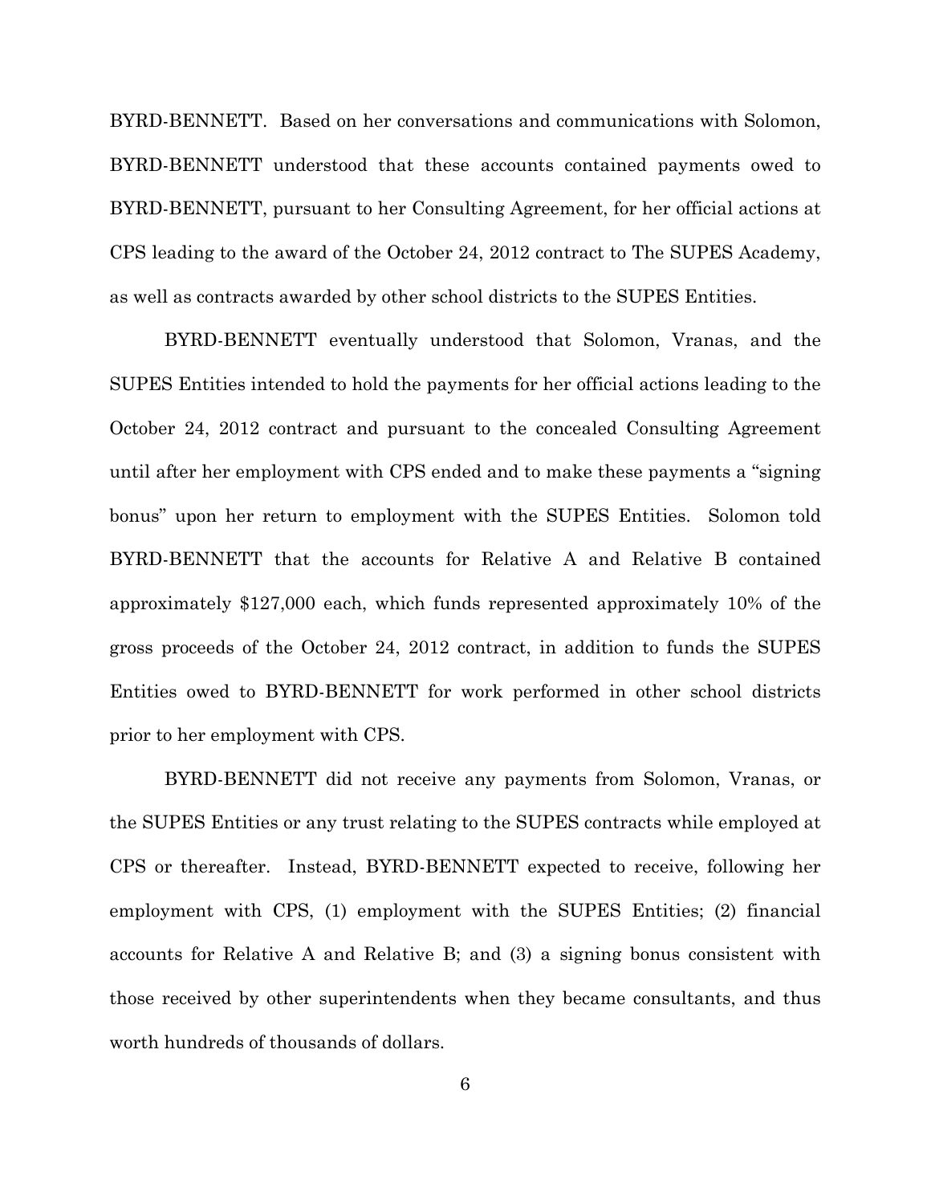BYRD-BENNETT. Based on her conversations and communications with Solomon, BYRD-BENNETT understood that these accounts contained payments owed to BYRD-BENNETT, pursuant to her Consulting Agreement, for her official actions at CPS leading to the award of the October 24, 2012 contract to The SUPES Academy, as well as contracts awarded by other school districts to the SUPES Entities.

BYRD-BENNETT eventually understood that Solomon, Vranas, and the SUPES Entities intended to hold the payments for her official actions leading to the October 24, 2012 contract and pursuant to the concealed Consulting Agreement until after her employment with CPS ended and to make these payments a "signing bonus" upon her return to employment with the SUPES Entities. Solomon told BYRD-BENNETT that the accounts for Relative A and Relative B contained approximately $127,000 each, which funds represented approximately 10% of the gross proceeds of the October 24, 2012 contract, in addition to funds the SUPES Entities owed to BYRD-BENNETT for work performed in other school districts prior to her employment with CPS.

BYRD-BENNETT did not receive any payments from Solomon, Vranas, or the SUPES Entities or any trust relating to the SUPES contracts while employed at CPS or thereafter. Instead, BYRD-BENNETT expected to receive, following her employment with CPS, (1) employment with the SUPES Entities; (2) financial accounts for Relative A and Relative B; and (3) a signing bonus consistent with those received by other superintendents when they became consultants, and thus worth hundreds of thousands of dollars.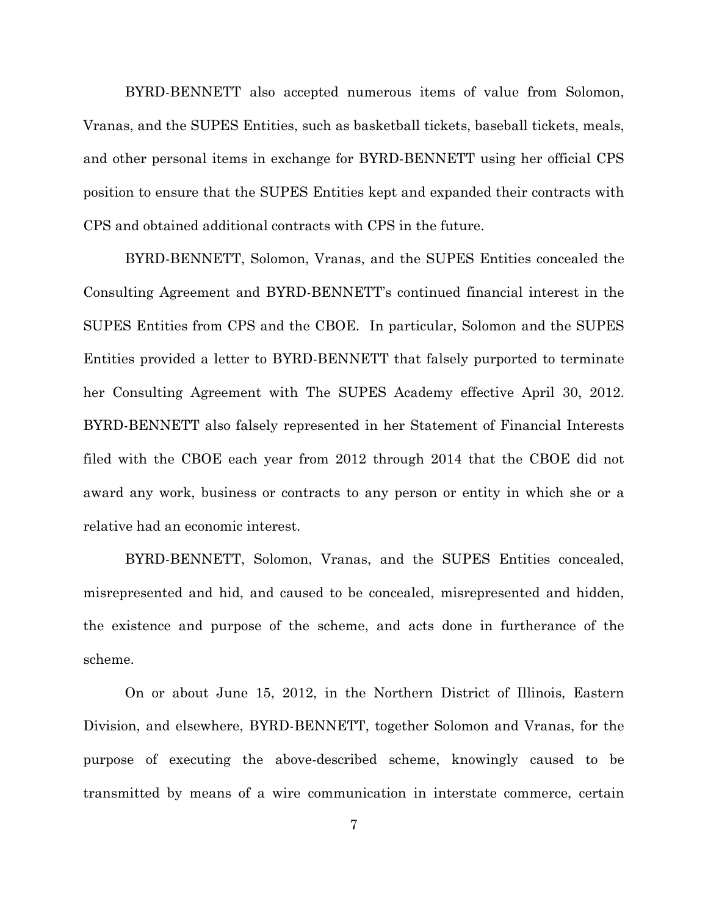BYRD-BENNETT also accepted numerous items of value from Solomon, Vranas, and the SUPES Entities, such as basketball tickets, baseball tickets, meals, and other personal items in exchange for BYRD-BENNETT using her official CPS position to ensure that the SUPES Entities kept and expanded their contracts with CPS and obtained additional contracts with CPS in the future.

BYRD-BENNETT, Solomon, Vranas, and the SUPES Entities concealed the Consulting Agreement and BYRD-BENNETT's continued financial interest in the SUPES Entities from CPS and the CBOE. In particular, Solomon and the SUPES Entities provided a letter to BYRD-BENNETT that falsely purported to terminate her Consulting Agreement with The SUPES Academy effective April 30, 2012. BYRD-BENNETT also falsely represented in her Statement of Financial Interests filed with the CBOE each year from 2012 through 2014 that the CBOE did not award any work, business or contracts to any person or entity in which she or a relative had an economic interest.

BYRD-BENNETT, Solomon, Vranas, and the SUPES Entities concealed, misrepresented and hid, and caused to be concealed, misrepresented and hidden, the existence and purpose of the scheme, and acts done in furtherance of the scheme.

On or about June 15, 2012, in the Northern District of Illinois, Eastern Division, and elsewhere, BYRD-BENNETT, together Solomon and Vranas, for the purpose of executing the above-described scheme, knowingly caused to be transmitted by means of a wire communication in interstate commerce, certain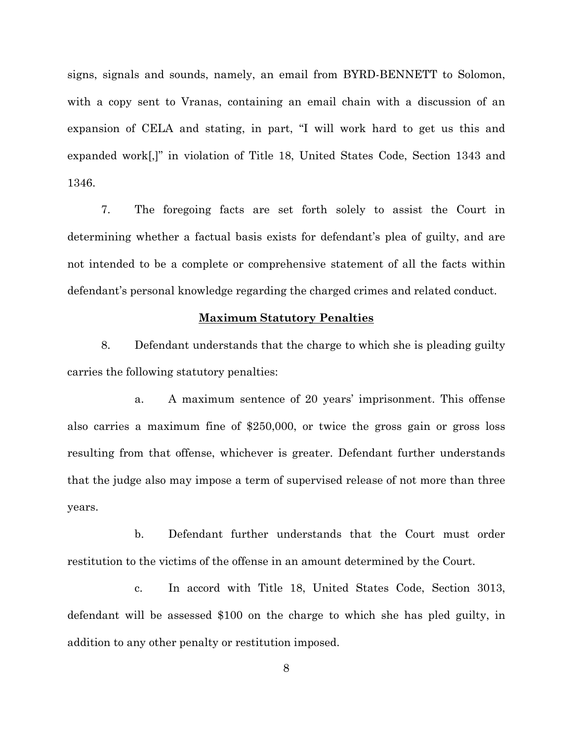signs, signals and sounds, namely, an email from BYRD-BENNETT to Solomon, with a copy sent to Vranas, containing an email chain with a discussion of an expansion of CELA and stating, in part, "I will work hard to get us this and expanded work[,]" in violation of Title 18, United States Code, Section 1343 and 1346.

7. The foregoing facts are set forth solely to assist the Court in determining whether a factual basis exists for defendant's plea of guilty, and are not intended to be a complete or comprehensive statement of all the facts within defendant's personal knowledge regarding the charged crimes and related conduct.

## Maximum Statutory Penalties

8. Defendant understands that the charge to which she is pleading guilty carries the following statutory penalties:

a. A maximum sentence of 20 years' imprisonment. This offense also carries a maximum fine of $250,000, or twice the gross gain or gross loss resulting from that offense, whichever is greater. Defendant further understands that the judge also may impose a term of supervised release of not more than three years.

b. Defendant further understands that the Court must order restitution to the victims of the offense in an amount determined by the Court.

c. In accord with Title 18, United States Code, Section 3013, defendant will be assessed $100 on the charge to which she has pled guilty, in addition to any other penalty or restitution imposed.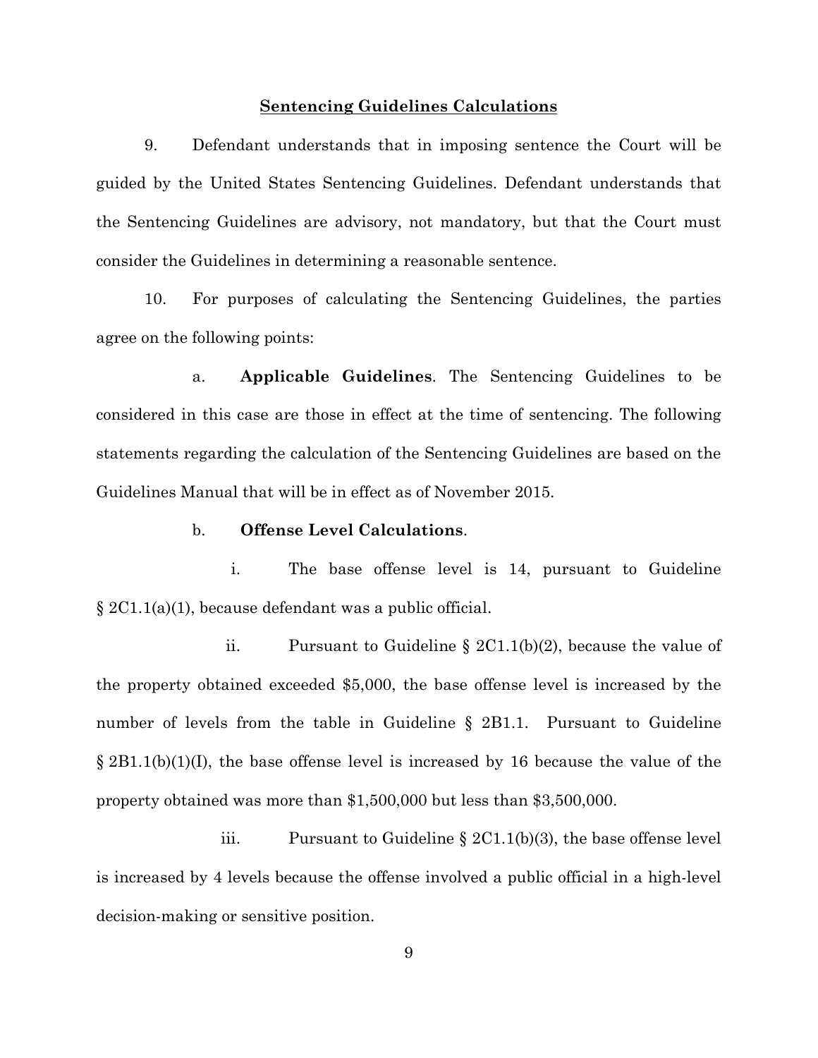## Sentencing Guidelines Calculations

9. Defendant understands that in imposing sentence the Court will be guided by the United States Sentencing Guidelines. Defendant understands that the Sentencing Guidelines are advisory, not mandatory, but that the Court must consider the Guidelines in determining a reasonable sentence.

10. For purposes of calculating the Sentencing Guidelines, the parties agree on the following points:

a. **Applicable Guidelines**. The Sentencing Guidelines to be considered in this case are those in effect at the time of sentencing. The following statements regarding the calculation of the Sentencing Guidelines are based on the Guidelines Manual that will be in effect as of November 2015.

b. **Offense Level Calculations**.

i. The base offense level is 14, pursuant to Guideline § 2C1.1(a)(1), because defendant was a public official.

ii. Pursuant to Guideline § 2C1.1(b)(2), because the value of the property obtained exceeded $5,000, the base offense level is increased by the number of levels from the table in Guideline § 2B1.1. Pursuant to Guideline § 2B1.1(b)(1)(I), the base offense level is increased by 16 because the value of the property obtained was more than $1,500,000 but less than $3,500,000.

iii. Pursuant to Guideline § 2C1.1(b)(3), the base offense level is increased by 4 levels because the offense involved a public official in a high-level decision-making or sensitive position.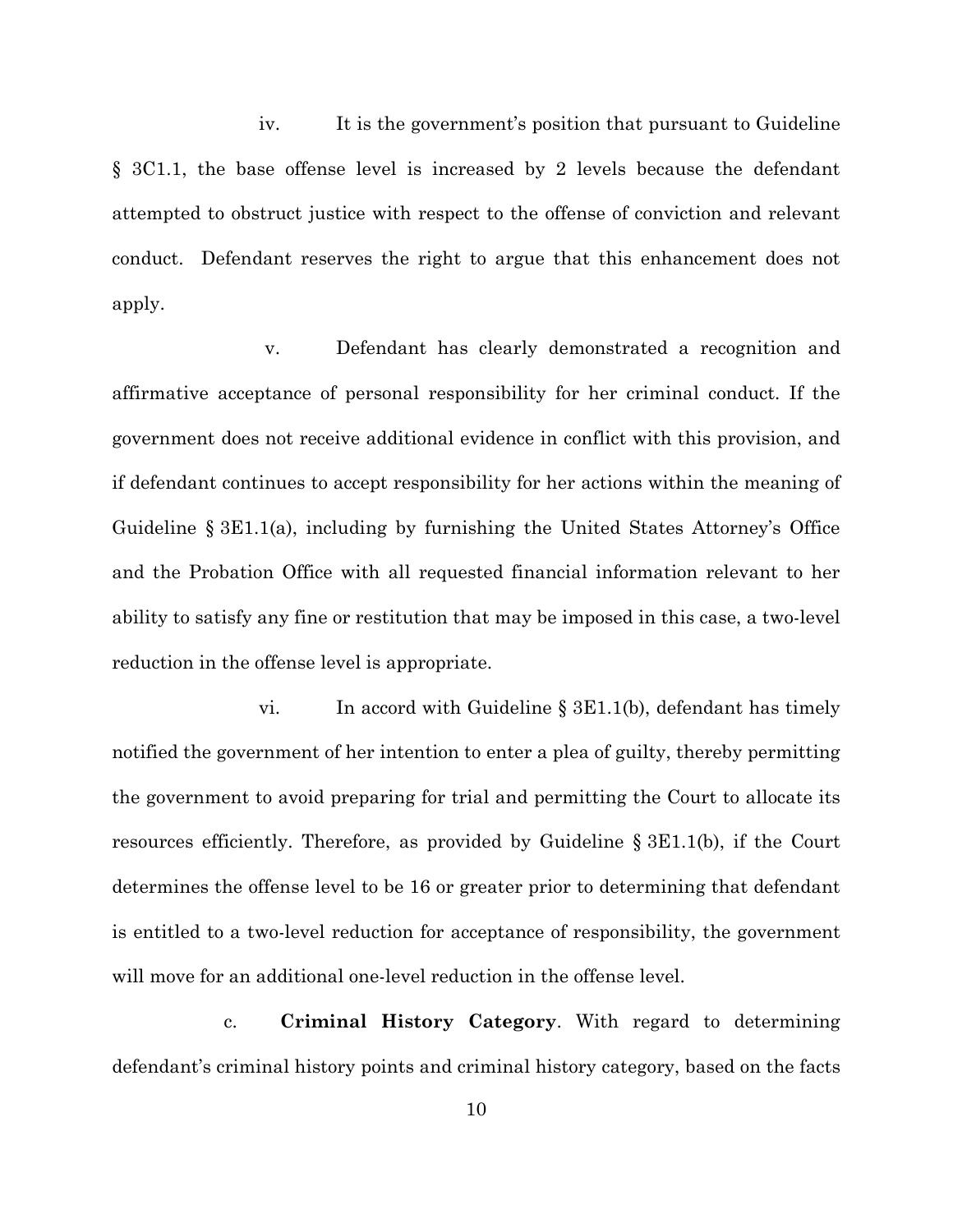iv. It is the government's position that pursuant to Guideline § 3C1.1, the base offense level is increased by 2 levels because the defendant attempted to obstruct justice with respect to the offense of conviction and relevant conduct. Defendant reserves the right to argue that this enhancement does not apply.

v. Defendant has clearly demonstrated a recognition and affirmative acceptance of personal responsibility for her criminal conduct. If the government does not receive additional evidence in conflict with this provision, and if defendant continues to accept responsibility for her actions within the meaning of Guideline § 3E1.1(a), including by furnishing the United States Attorney's Office and the Probation Office with all requested financial information relevant to her ability to satisfy any fine or restitution that may be imposed in this case, a two-level reduction in the offense level is appropriate.

vi. In accord with Guideline § 3E1.1(b), defendant has timely notified the government of her intention to enter a plea of guilty, thereby permitting the government to avoid preparing for trial and permitting the Court to allocate its resources efficiently. Therefore, as provided by Guideline § 3E1.1(b), if the Court determines the offense level to be 16 or greater prior to determining that defendant is entitled to a two-level reduction for acceptance of responsibility, the government will move for an additional one-level reduction in the offense level.

c. **Criminal History Category**. With regard to determining defendant's criminal history points and criminal history category, based on the facts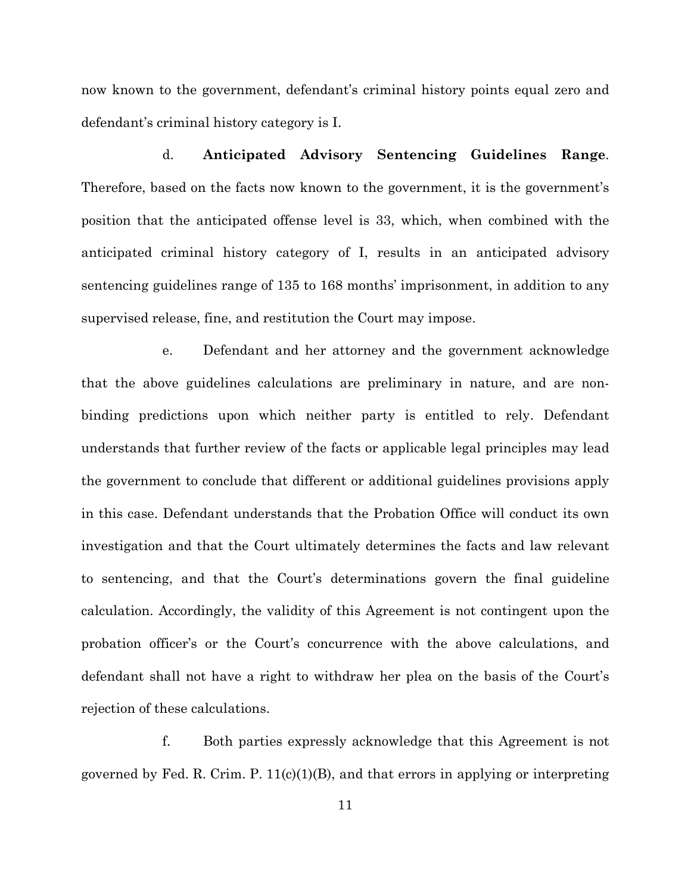now known to the government, defendant's criminal history points equal zero and defendant's criminal history category is I.

d. **Anticipated Advisory Sentencing Guidelines Range**. Therefore, based on the facts now known to the government, it is the government's position that the anticipated offense level is 33, which, when combined with the anticipated criminal history category of I, results in an anticipated advisory sentencing guidelines range of 135 to 168 months' imprisonment, in addition to any supervised release, fine, and restitution the Court may impose.

e. Defendant and her attorney and the government acknowledge that the above guidelines calculations are preliminary in nature, and are non-binding predictions upon which neither party is entitled to rely. Defendant understands that further review of the facts or applicable legal principles may lead the government to conclude that different or additional guidelines provisions apply in this case. Defendant understands that the Probation Office will conduct its own investigation and that the Court ultimately determines the facts and law relevant to sentencing, and that the Court's determinations govern the final guideline calculation. Accordingly, the validity of this Agreement is not contingent upon the probation officer's or the Court's concurrence with the above calculations, and defendant shall not have a right to withdraw her plea on the basis of the Court's rejection of these calculations.

f. Both parties expressly acknowledge that this Agreement is not governed by Fed. R. Crim. P. 11(c)(1)(B), and that errors in applying or interpreting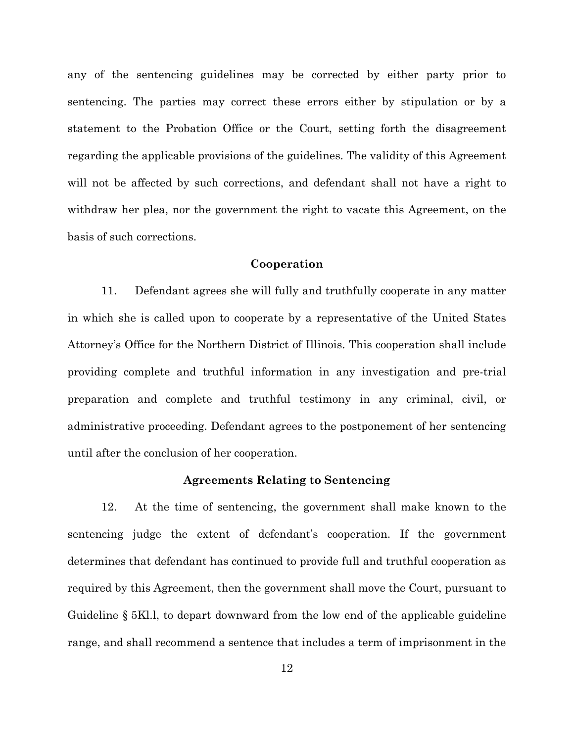any of the sentencing guidelines may be corrected by either party prior to sentencing. The parties may correct these errors either by stipulation or by a statement to the Probation Office or the Court, setting forth the disagreement regarding the applicable provisions of the guidelines. The validity of this Agreement will not be affected by such corrections, and defendant shall not have a right to withdraw her plea, nor the government the right to vacate this Agreement, on the basis of such corrections.

**Cooperation**

11. Defendant agrees she will fully and truthfully cooperate in any matter in which she is called upon to cooperate by a representative of the United States Attorney's Office for the Northern District of Illinois. This cooperation shall include providing complete and truthful information in any investigation and pre-trial preparation and complete and truthful testimony in any criminal, civil, or administrative proceeding. Defendant agrees to the postponement of her sentencing until after the conclusion of her cooperation.

**Agreements Relating to Sentencing**

12. At the time of sentencing, the government shall make known to the sentencing judge the extent of defendant's cooperation. If the government determines that defendant has continued to provide full and truthful cooperation as required by this Agreement, then the government shall move the Court, pursuant to Guideline § 5Kl.l, to depart downward from the low end of the applicable guideline range, and shall recommend a sentence that includes a term of imprisonment in the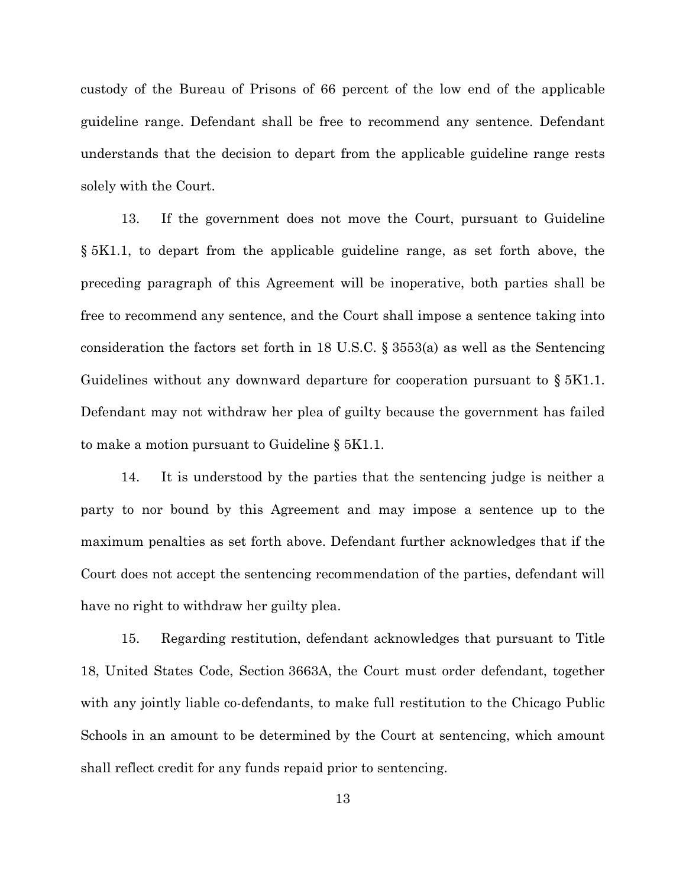custody of the Bureau of Prisons of 66 percent of the low end of the applicable guideline range. Defendant shall be free to recommend any sentence. Defendant understands that the decision to depart from the applicable guideline range rests solely with the Court.

13. If the government does not move the Court, pursuant to Guideline § 5K1.1, to depart from the applicable guideline range, as set forth above, the preceding paragraph of this Agreement will be inoperative, both parties shall be free to recommend any sentence, and the Court shall impose a sentence taking into consideration the factors set forth in 18 U.S.C. § 3553(a) as well as the Sentencing Guidelines without any downward departure for cooperation pursuant to § 5K1.1. Defendant may not withdraw her plea of guilty because the government has failed to make a motion pursuant to Guideline § 5K1.1.

14. It is understood by the parties that the sentencing judge is neither a party to nor bound by this Agreement and may impose a sentence up to the maximum penalties as set forth above. Defendant further acknowledges that if the Court does not accept the sentencing recommendation of the parties, defendant will have no right to withdraw her guilty plea.

15. Regarding restitution, defendant acknowledges that pursuant to Title 18, United States Code, Section 3663A, the Court must order defendant, together with any jointly liable co-defendants, to make full restitution to the Chicago Public Schools in an amount to be determined by the Court at sentencing, which amount shall reflect credit for any funds repaid prior to sentencing.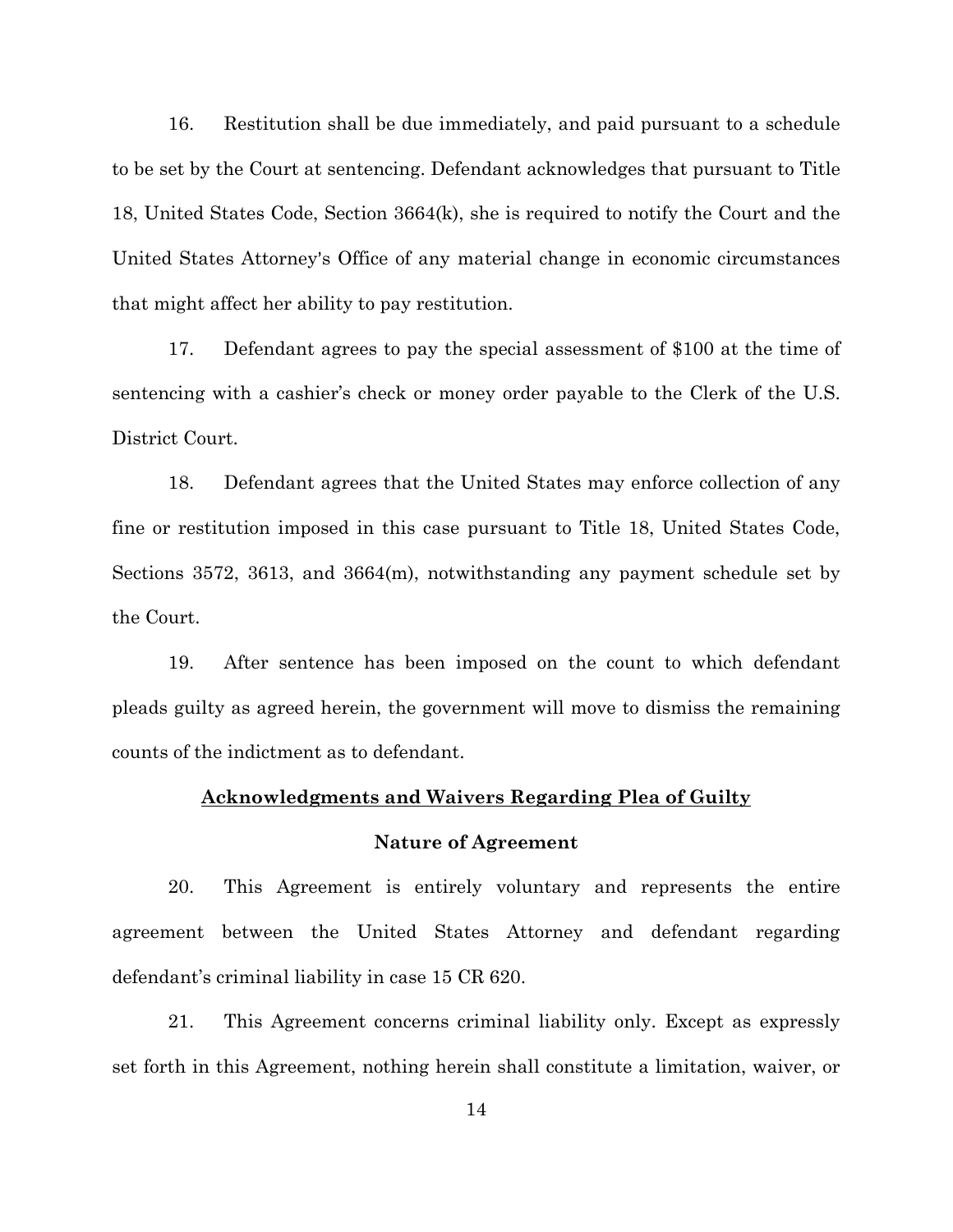16. Restitution shall be due immediately, and paid pursuant to a schedule to be set by the Court at sentencing. Defendant acknowledges that pursuant to Title 18, United States Code, Section 3664(k), she is required to notify the Court and the United States Attorney's Office of any material change in economic circumstances that might affect her ability to pay restitution.

17. Defendant agrees to pay the special assessment of $100 at the time of sentencing with a cashier's check or money order payable to the Clerk of the U.S. District Court.

18. Defendant agrees that the United States may enforce collection of any fine or restitution imposed in this case pursuant to Title 18, United States Code, Sections 3572, 3613, and 3664(m), notwithstanding any payment schedule set by the Court.

19. After sentence has been imposed on the count to which defendant pleads guilty as agreed herein, the government will move to dismiss the remaining counts of the indictment as to defendant.

## Acknowledgments and Waivers Regarding Plea of Guilty

### Nature of Agreement

20. This Agreement is entirely voluntary and represents the entire agreement between the United States Attorney and defendant regarding defendant's criminal liability in case 15 CR 620.

21. This Agreement concerns criminal liability only. Except as expressly set forth in this Agreement, nothing herein shall constitute a limitation, waiver, or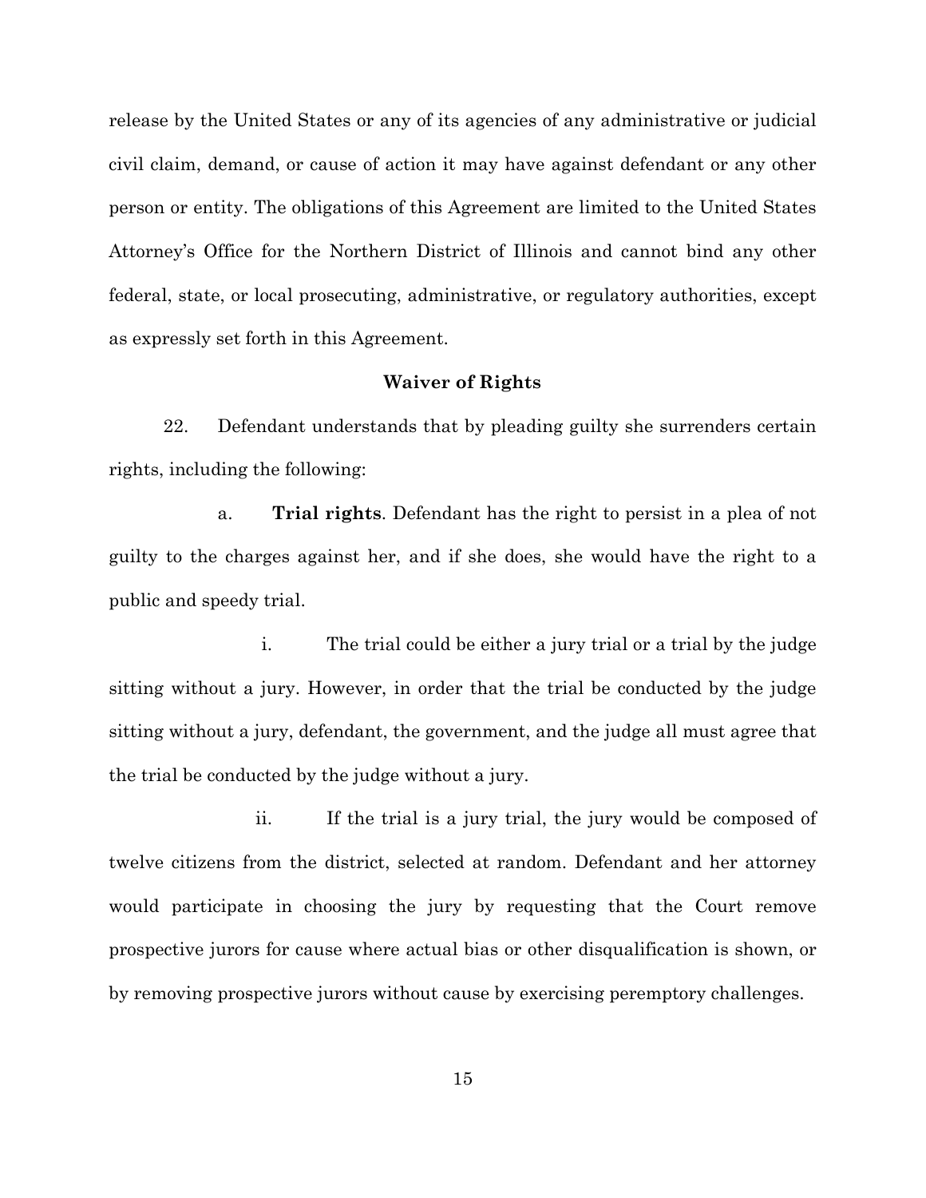release by the United States or any of its agencies of any administrative or judicial civil claim, demand, or cause of action it may have against defendant or any other person or entity. The obligations of this Agreement are limited to the United States Attorney's Office for the Northern District of Illinois and cannot bind any other federal, state, or local prosecuting, administrative, or regulatory authorities, except as expressly set forth in this Agreement.

**Waiver of Rights**

22. Defendant understands that by pleading guilty she surrenders certain rights, including the following:

a. **Trial rights**. Defendant has the right to persist in a plea of not guilty to the charges against her, and if she does, she would have the right to a public and speedy trial.

i. The trial could be either a jury trial or a trial by the judge sitting without a jury. However, in order that the trial be conducted by the judge sitting without a jury, defendant, the government, and the judge all must agree that the trial be conducted by the judge without a jury.

ii. If the trial is a jury trial, the jury would be composed of twelve citizens from the district, selected at random. Defendant and her attorney would participate in choosing the jury by requesting that the Court remove prospective jurors for cause where actual bias or other disqualification is shown, or by removing prospective jurors without cause by exercising peremptory challenges.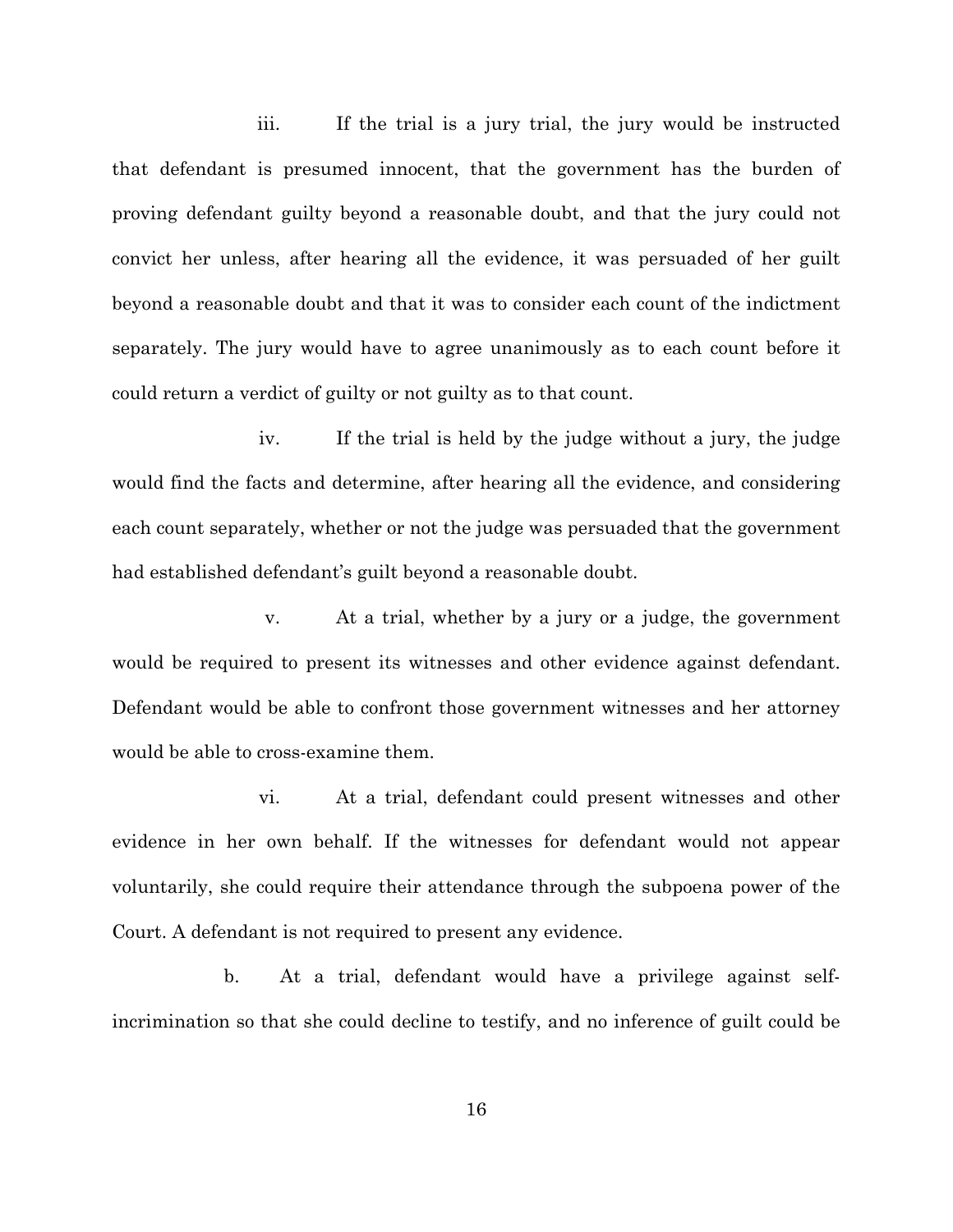iii. If the trial is a jury trial, the jury would be instructed that defendant is presumed innocent, that the government has the burden of proving defendant guilty beyond a reasonable doubt, and that the jury could not convict her unless, after hearing all the evidence, it was persuaded of her guilt beyond a reasonable doubt and that it was to consider each count of the indictment separately. The jury would have to agree unanimously as to each count before it could return a verdict of guilty or not guilty as to that count.

iv. If the trial is held by the judge without a jury, the judge would find the facts and determine, after hearing all the evidence, and considering each count separately, whether or not the judge was persuaded that the government had established defendant's guilt beyond a reasonable doubt.

v. At a trial, whether by a jury or a judge, the government would be required to present its witnesses and other evidence against defendant. Defendant would be able to confront those government witnesses and her attorney would be able to cross-examine them.

vi. At a trial, defendant could present witnesses and other evidence in her own behalf. If the witnesses for defendant would not appear voluntarily, she could require their attendance through the subpoena power of the Court. A defendant is not required to present any evidence.

b. At a trial, defendant would have a privilege against self-incrimination so that she could decline to testify, and no inference of guilt could be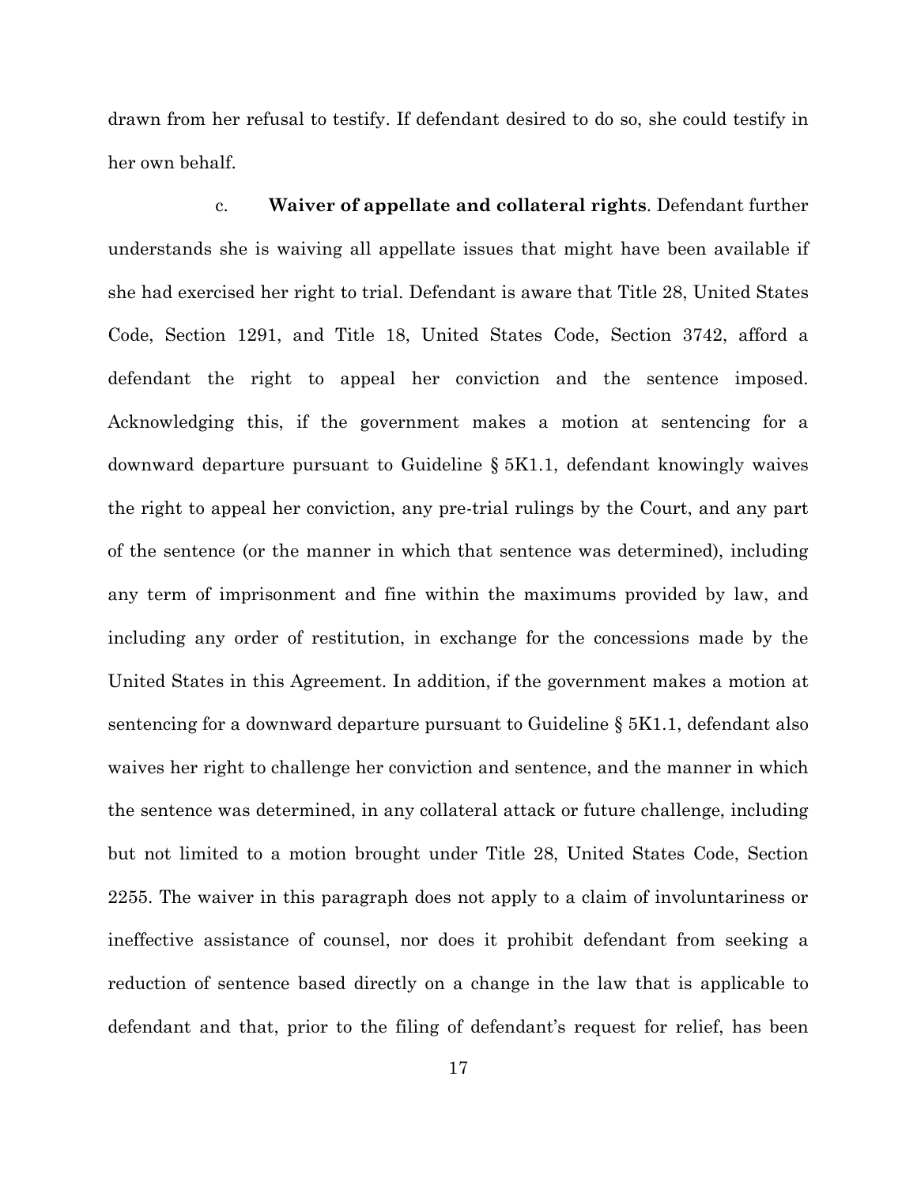drawn from her refusal to testify. If defendant desired to do so, she could testify in her own behalf.

c. **Waiver of appellate and collateral rights**. Defendant further understands she is waiving all appellate issues that might have been available if she had exercised her right to trial. Defendant is aware that Title 28, United States Code, Section 1291, and Title 18, United States Code, Section 3742, afford a defendant the right to appeal her conviction and the sentence imposed. Acknowledging this, if the government makes a motion at sentencing for a downward departure pursuant to Guideline § 5K1.1, defendant knowingly waives the right to appeal her conviction, any pre-trial rulings by the Court, and any part of the sentence (or the manner in which that sentence was determined), including any term of imprisonment and fine within the maximums provided by law, and including any order of restitution, in exchange for the concessions made by the United States in this Agreement. In addition, if the government makes a motion at sentencing for a downward departure pursuant to Guideline § 5K1.1, defendant also waives her right to challenge her conviction and sentence, and the manner in which the sentence was determined, in any collateral attack or future challenge, including but not limited to a motion brought under Title 28, United States Code, Section 2255. The waiver in this paragraph does not apply to a claim of involuntariness or ineffective assistance of counsel, nor does it prohibit defendant from seeking a reduction of sentence based directly on a change in the law that is applicable to defendant and that, prior to the filing of defendant's request for relief, has been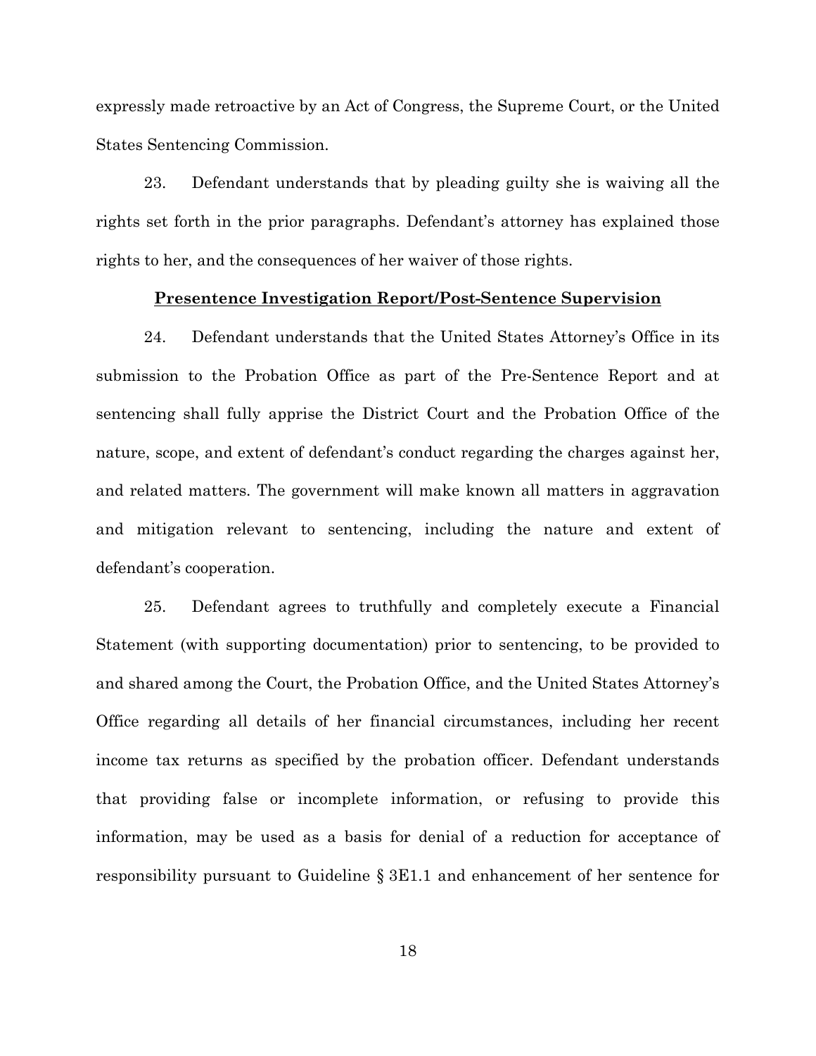expressly made retroactive by an Act of Congress, the Supreme Court, or the United States Sentencing Commission.

23. Defendant understands that by pleading guilty she is waiving all the rights set forth in the prior paragraphs. Defendant's attorney has explained those rights to her, and the consequences of her waiver of those rights.

**<u>Presentence Investigation Report/Post-Sentence Supervision</u>**

24. Defendant understands that the United States Attorney's Office in its submission to the Probation Office as part of the Pre-Sentence Report and at sentencing shall fully apprise the District Court and the Probation Office of the nature, scope, and extent of defendant's conduct regarding the charges against her, and related matters. The government will make known all matters in aggravation and mitigation relevant to sentencing, including the nature and extent of defendant's cooperation.

25. Defendant agrees to truthfully and completely execute a Financial Statement (with supporting documentation) prior to sentencing, to be provided to and shared among the Court, the Probation Office, and the United States Attorney's Office regarding all details of her financial circumstances, including her recent income tax returns as specified by the probation officer. Defendant understands that providing false or incomplete information, or refusing to provide this information, may be used as a basis for denial of a reduction for acceptance of responsibility pursuant to Guideline § 3E1.1 and enhancement of her sentence for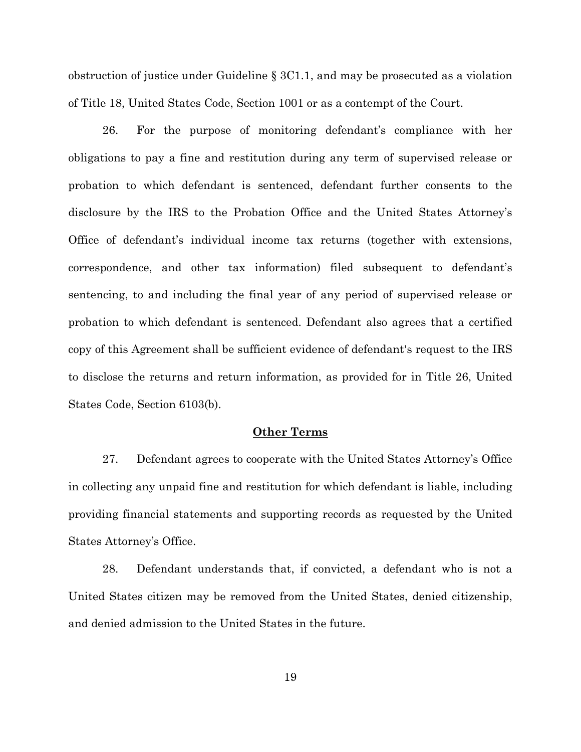obstruction of justice under Guideline § 3C1.1, and may be prosecuted as a violation of Title 18, United States Code, Section 1001 or as a contempt of the Court.

26. For the purpose of monitoring defendant's compliance with her obligations to pay a fine and restitution during any term of supervised release or probation to which defendant is sentenced, defendant further consents to the disclosure by the IRS to the Probation Office and the United States Attorney's Office of defendant's individual income tax returns (together with extensions, correspondence, and other tax information) filed subsequent to defendant's sentencing, to and including the final year of any period of supervised release or probation to which defendant is sentenced. Defendant also agrees that a certified copy of this Agreement shall be sufficient evidence of defendant's request to the IRS to disclose the returns and return information, as provided for in Title 26, United States Code, Section 6103(b).

## Other Terms

27. Defendant agrees to cooperate with the United States Attorney's Office in collecting any unpaid fine and restitution for which defendant is liable, including providing financial statements and supporting records as requested by the United States Attorney's Office.

28. Defendant understands that, if convicted, a defendant who is not a United States citizen may be removed from the United States, denied citizenship, and denied admission to the United States in the future.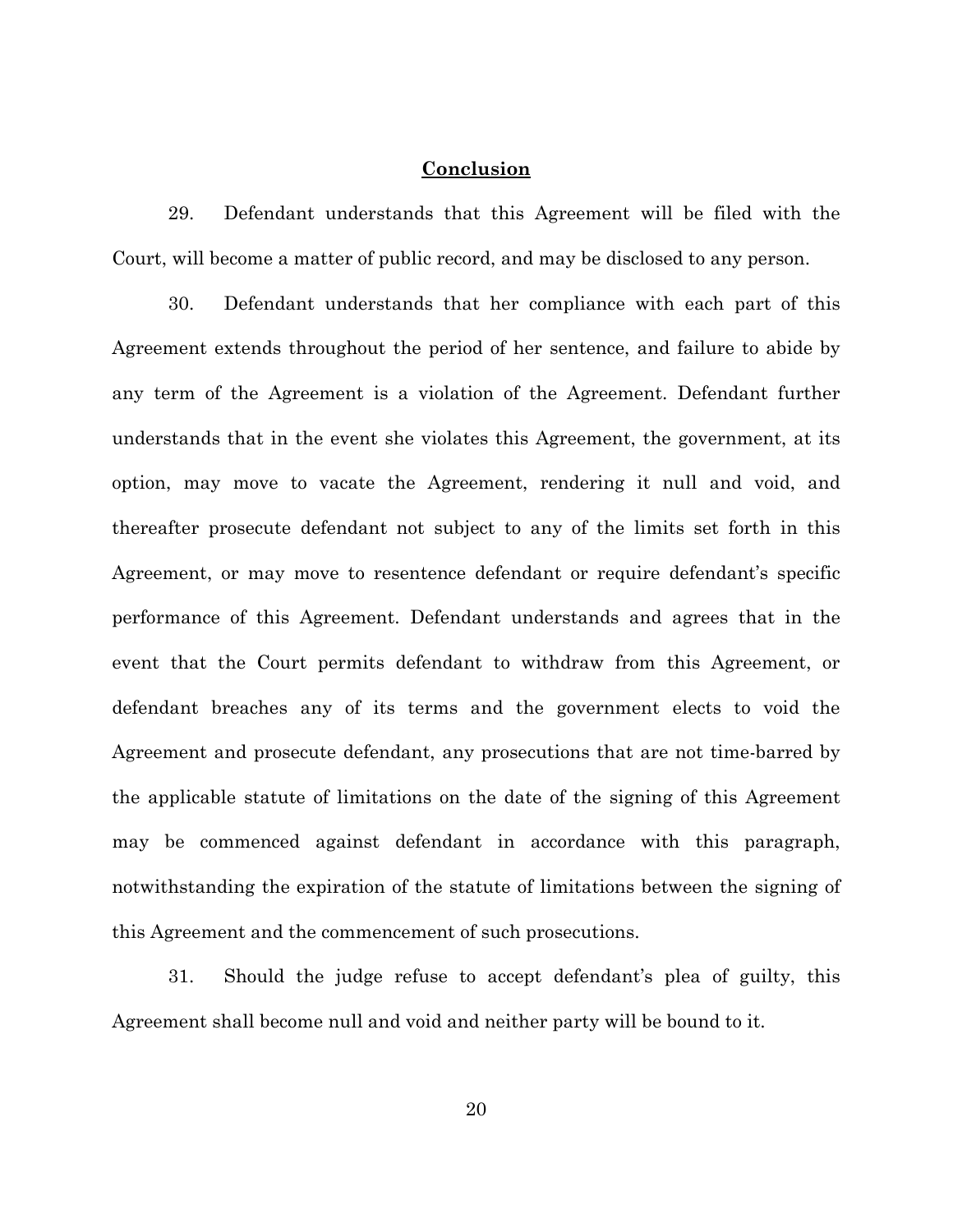## Conclusion

29. Defendant understands that this Agreement will be filed with the Court, will become a matter of public record, and may be disclosed to any person.

30. Defendant understands that her compliance with each part of this Agreement extends throughout the period of her sentence, and failure to abide by any term of the Agreement is a violation of the Agreement. Defendant further understands that in the event she violates this Agreement, the government, at its option, may move to vacate the Agreement, rendering it null and void, and thereafter prosecute defendant not subject to any of the limits set forth in this Agreement, or may move to resentence defendant or require defendant's specific performance of this Agreement. Defendant understands and agrees that in the event that the Court permits defendant to withdraw from this Agreement, or defendant breaches any of its terms and the government elects to void the Agreement and prosecute defendant, any prosecutions that are not time-barred by the applicable statute of limitations on the date of the signing of this Agreement may be commenced against defendant in accordance with this paragraph, notwithstanding the expiration of the statute of limitations between the signing of this Agreement and the commencement of such prosecutions.

31. Should the judge refuse to accept defendant's plea of guilty, this Agreement shall become null and void and neither party will be bound to it.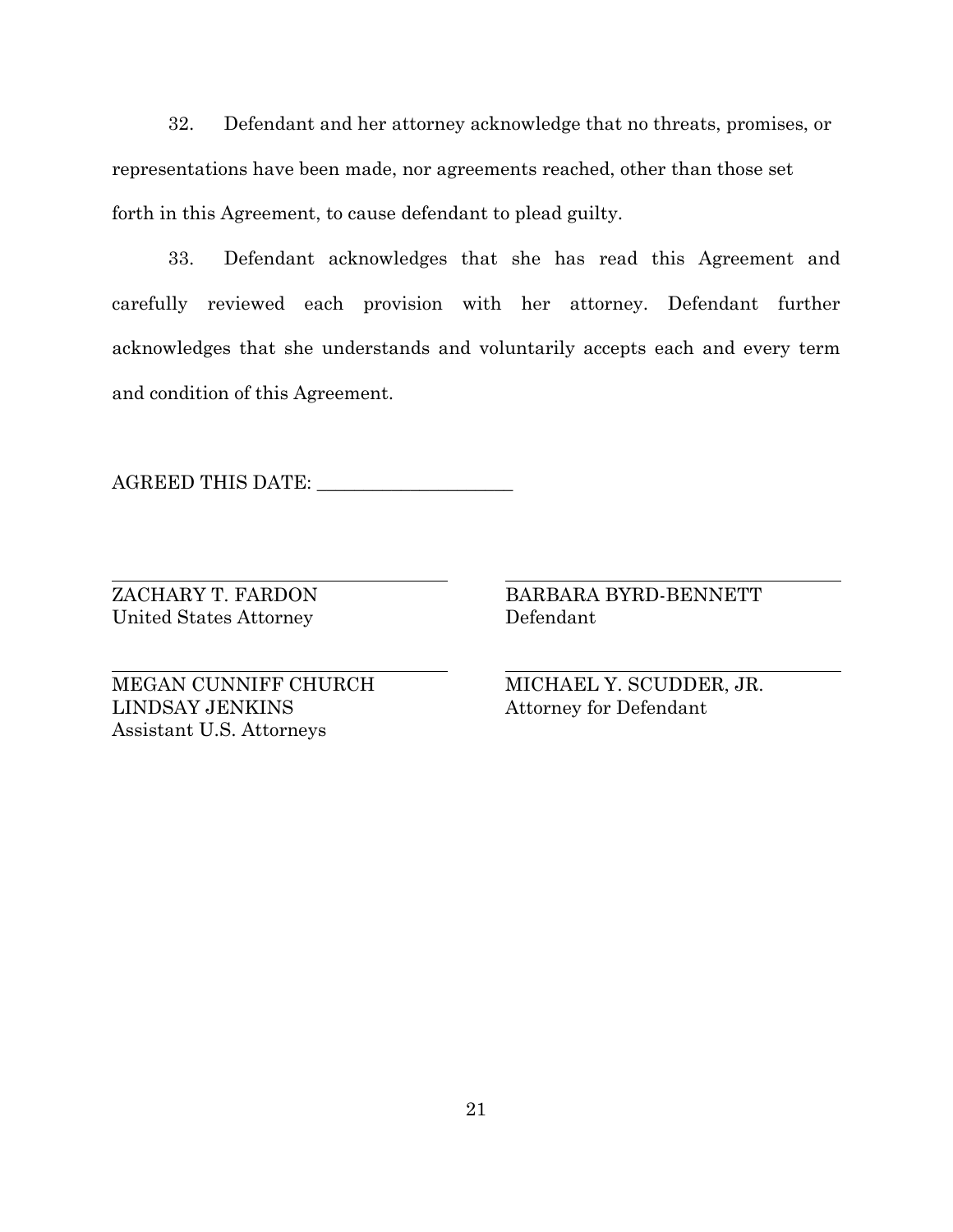32. Defendant and her attorney acknowledge that no threats, promises, or representations have been made, nor agreements reached, other than those set forth in this Agreement, to cause defendant to plead guilty.

33. Defendant acknowledges that she has read this Agreement and carefully reviewed each provision with her attorney. Defendant further acknowledges that she understands and voluntarily accepts each and every term and condition of this Agreement.

AGREED THIS DATE: ____________________

______________________________
ZACHARY T. FARDON
United States Attorney

______________________________
BARBARA BYRD-BENNETT
Defendant

______________________________
MEGAN CUNNIFF CHURCH
LINDSAY JENKINS
Assistant U.S. Attorneys

______________________________
MICHAEL Y. SCUDDER, JR.
Attorney for Defendant